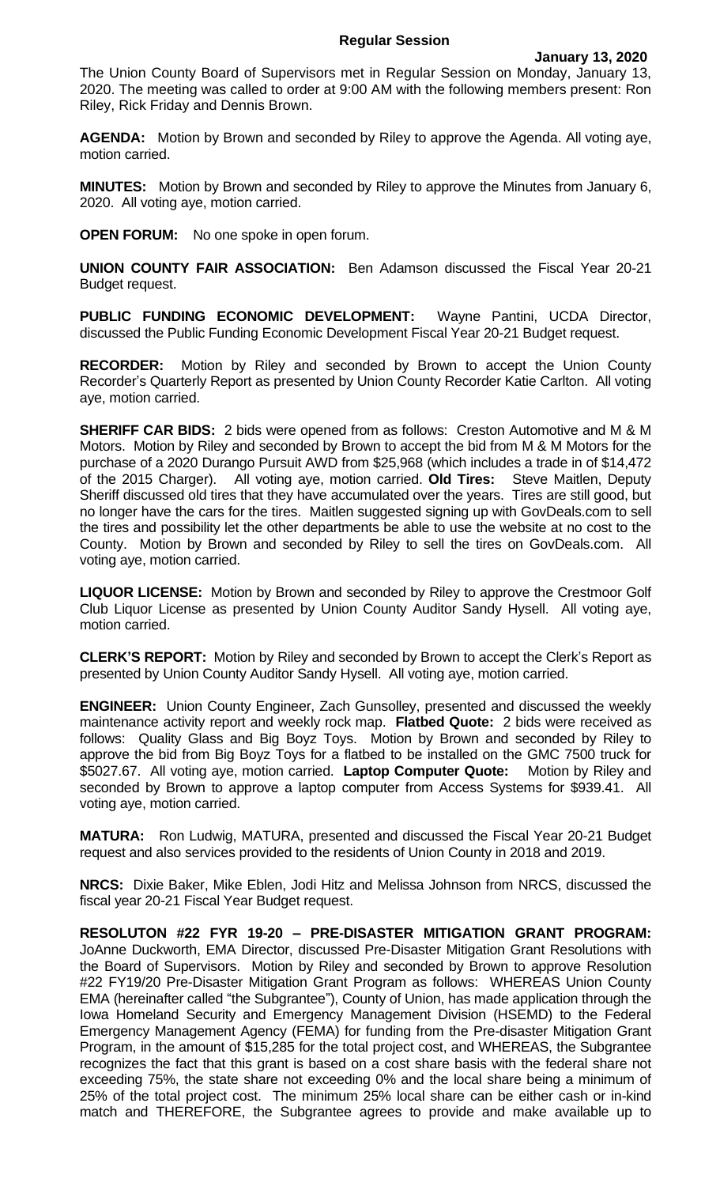# Regular Session

**January 13, 2020**

The Union County Board of Supervisors met in Regular Session on Monday, January 13, 2020. The meeting was called to order at 9:00 AM with the following members present: Ron Riley, Rick Friday and Dennis Brown.

**AGENDA:** Motion by Brown and seconded by Riley to approve the Agenda. All voting aye, motion carried.

**MINUTES:** Motion by Brown and seconded by Riley to approve the Minutes from January 6, 2020. All voting aye, motion carried.

**OPEN FORUM:** No one spoke in open forum.

**UNION COUNTY FAIR ASSOCIATION:** Ben Adamson discussed the Fiscal Year 20-21 Budget request.

**PUBLIC FUNDING ECONOMIC DEVELOPMENT:** Wayne Pantini, UCDA Director, discussed the Public Funding Economic Development Fiscal Year 20-21 Budget request.

**RECORDER:** Motion by Riley and seconded by Brown to accept the Union County Recorder's Quarterly Report as presented by Union County Recorder Katie Carlton. All voting aye, motion carried.

**SHERIFF CAR BIDS:** 2 bids were opened from as follows: Creston Automotive and M & M Motors. Motion by Riley and seconded by Brown to accept the bid from M & M Motors for the purchase of a 2020 Durango Pursuit AWD from $25,968 (which includes a trade in of $14,472 of the 2015 Charger). All voting aye, motion carried. **Old Tires:** Steve Maitlen, Deputy Sheriff discussed old tires that they have accumulated over the years. Tires are still good, but no longer have the cars for the tires. Maitlen suggested signing up with GovDeals.com to sell the tires and possibility let the other departments be able to use the website at no cost to the County. Motion by Brown and seconded by Riley to sell the tires on GovDeals.com. All voting aye, motion carried.

**LIQUOR LICENSE:** Motion by Brown and seconded by Riley to approve the Crestmoor Golf Club Liquor License as presented by Union County Auditor Sandy Hysell. All voting aye, motion carried.

**CLERK'S REPORT:** Motion by Riley and seconded by Brown to accept the Clerk's Report as presented by Union County Auditor Sandy Hysell. All voting aye, motion carried.

**ENGINEER:** Union County Engineer, Zach Gunsolley, presented and discussed the weekly maintenance activity report and weekly rock map. **Flatbed Quote:** 2 bids were received as follows: Quality Glass and Big Boyz Toys. Motion by Brown and seconded by Riley to approve the bid from Big Boyz Toys for a flatbed to be installed on the GMC 7500 truck for $5027.67. All voting aye, motion carried. **Laptop Computer Quote:** Motion by Riley and seconded by Brown to approve a laptop computer from Access Systems for $939.41. All voting aye, motion carried.

**MATURA:** Ron Ludwig, MATURA, presented and discussed the Fiscal Year 20-21 Budget request and also services provided to the residents of Union County in 2018 and 2019.

**NRCS:** Dixie Baker, Mike Eblen, Jodi Hitz and Melissa Johnson from NRCS, discussed the fiscal year 20-21 Fiscal Year Budget request.

**RESOLUTON #22 FYR 19-20 – PRE-DISASTER MITIGATION GRANT PROGRAM:** JoAnne Duckworth, EMA Director, discussed Pre-Disaster Mitigation Grant Resolutions with the Board of Supervisors. Motion by Riley and seconded by Brown to approve Resolution #22 FY19/20 Pre-Disaster Mitigation Grant Program as follows: WHEREAS Union County EMA (hereinafter called "the Subgrantee"), County of Union, has made application through the Iowa Homeland Security and Emergency Management Division (HSEMD) to the Federal Emergency Management Agency (FEMA) for funding from the Pre-disaster Mitigation Grant Program, in the amount of $15,285 for the total project cost, and WHEREAS, the Subgrantee recognizes the fact that this grant is based on a cost share basis with the federal share not exceeding 75%, the state share not exceeding 0% and the local share being a minimum of 25% of the total project cost. The minimum 25% local share can be either cash or in-kind match and THEREFORE, the Subgrantee agrees to provide and make available up to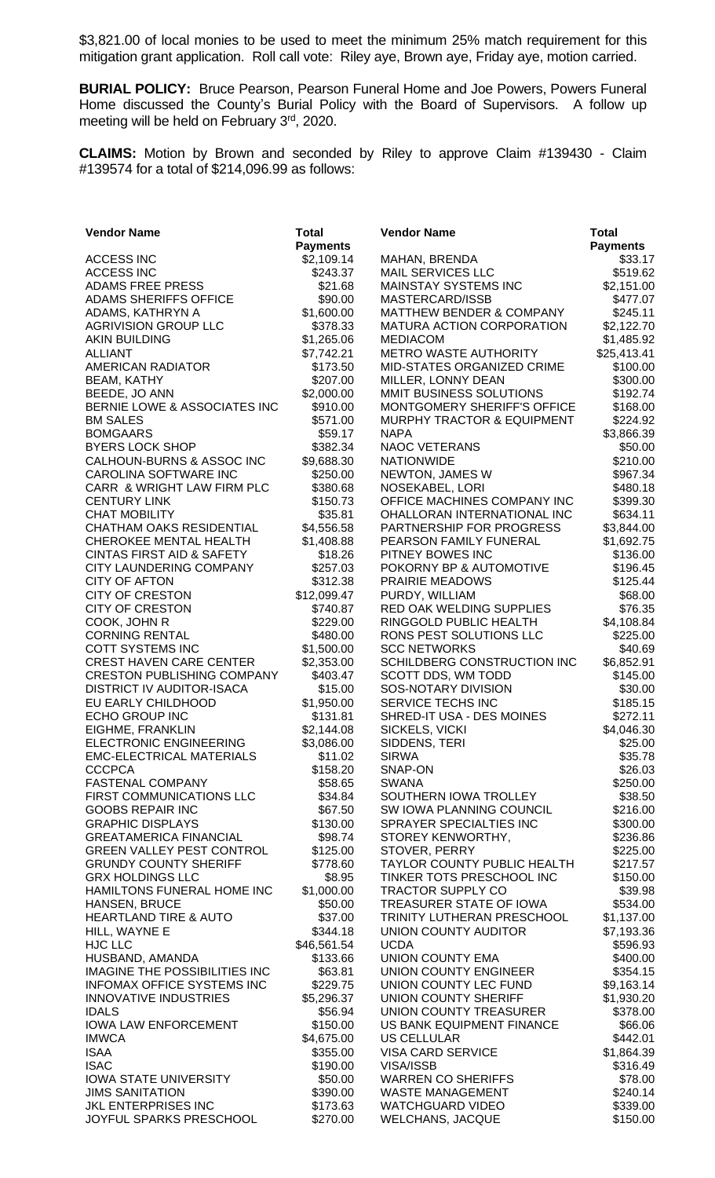$3,821.00 of local monies to be used to meet the minimum 25% match requirement for this mitigation grant application. Roll call vote: Riley aye, Brown aye, Friday aye, motion carried.

**BURIAL POLICY:** Bruce Pearson, Pearson Funeral Home and Joe Powers, Powers Funeral Home discussed the County's Burial Policy with the Board of Supervisors. A follow up meeting will be held on February 3rd, 2020.

**CLAIMS:** Motion by Brown and seconded by Riley to approve Claim #139430 - Claim #139574 for a total of $214,096.99 as follows:

| Vendor Name | Total Payments | Vendor Name | Total Payments |
|---|---|---|---|
| ACCESS INC | $2,109.14 | MAHAN, BRENDA | $33.17 |
| ACCESS INC | $243.37 | MAIL SERVICES LLC | $519.62 |
| ADAMS FREE PRESS | $21.68 | MAINSTAY SYSTEMS INC | $2,151.00 |
| ADAMS SHERIFFS OFFICE | $90.00 | MASTERCARD/ISSB | $477.07 |
| ADAMS, KATHRYN A | $1,600.00 | MATTHEW BENDER & COMPANY | $245.11 |
| AGRIVISION GROUP LLC | $378.33 | MATURA ACTION CORPORATION | $2,122.70 |
| AKIN BUILDING | $1,265.06 | MEDIACOM | $1,485.92 |
| ALLIANT | $7,742.21 | METRO WASTE AUTHORITY | $25,413.41 |
| AMERICAN RADIATOR | $173.50 | MID-STATES ORGANIZED CRIME | $100.00 |
| BEAM, KATHY | $207.00 | MILLER, LONNY DEAN | $300.00 |
| BEEDE, JO ANN | $2,000.00 | MMIT BUSINESS SOLUTIONS | $192.74 |
| BERNIE LOWE & ASSOCIATES INC | $910.00 | MONTGOMERY SHERIFF'S OFFICE | $168.00 |
| BM SALES | $571.00 | MURPHY TRACTOR & EQUIPMENT | $224.92 |
| BOMGAARS | $59.17 | NAPA | $3,866.39 |
| BYERS LOCK SHOP | $382.34 | NAOC VETERANS | $50.00 |
| CALHOUN-BURNS & ASSOC INC | $9,688.30 | NATIONWIDE | $210.00 |
| CAROLINA SOFTWARE INC | $250.00 | NEWTON, JAMES W | $967.34 |
| CARR & WRIGHT LAW FIRM PLC | $380.68 | NOSEKABEL, LORI | $480.18 |
| CENTURY LINK | $150.73 | OFFICE MACHINES COMPANY INC | $399.30 |
| CHAT MOBILITY | $35.81 | OHALLORAN INTERNATIONAL INC | $634.11 |
| CHATHAM OAKS RESIDENTIAL | $4,556.58 | PARTNERSHIP FOR PROGRESS | $3,844.00 |
| CHEROKEE MENTAL HEALTH | $1,408.88 | PEARSON FAMILY FUNERAL | $1,692.75 |
| CINTAS FIRST AID & SAFETY | $18.26 | PITNEY BOWES INC | $136.00 |
| CITY LAUNDERING COMPANY | $257.03 | POKORNY BP & AUTOMOTIVE | $196.45 |
| CITY OF AFTON | $312.38 | PRAIRIE MEADOWS | $125.44 |
| CITY OF CRESTON | $12,099.47 | PURDY, WILLIAM | $68.00 |
| CITY OF CRESTON | $740.87 | RED OAK WELDING SUPPLIES | $76.35 |
| COOK, JOHN R | $229.00 | RINGGOLD PUBLIC HEALTH | $4,108.84 |
| CORNING RENTAL | $480.00 | RONS PEST SOLUTIONS LLC | $225.00 |
| COTT SYSTEMS INC | $1,500.00 | SCC NETWORKS | $40.69 |
| CREST HAVEN CARE CENTER | $2,353.00 | SCHILDBERG CONSTRUCTION INC | $6,852.91 |
| CRESTON PUBLISHING COMPANY | $403.47 | SCOTT DDS, WM TODD | $145.00 |
| DISTRICT IV AUDITOR-ISACA | $15.00 | SOS-NOTARY DIVISION | $30.00 |
| EU EARLY CHILDHOOD | $1,950.00 | SERVICE TECHS INC | $185.15 |
| ECHO GROUP INC | $131.81 | SHRED-IT USA - DES MOINES | $272.11 |
| EIGHME, FRANKLIN | $2,144.08 | SICKELS, VICKI | $4,046.30 |
| ELECTRONIC ENGINEERING | $3,086.00 | SIDDENS, TERI | $25.00 |
| EMC-ELECTRICAL MATERIALS | $11.02 | SIRWA | $35.78 |
| CCCPCA | $158.20 | SNAP-ON | $26.03 |
| FASTENAL COMPANY | $58.65 | SWANA | $250.00 |
| FIRST COMMUNICATIONS LLC | $34.84 | SOUTHERN IOWA TROLLEY | $38.50 |
| GOOBS REPAIR INC | $67.50 | SW IOWA PLANNING COUNCIL | $216.00 |
| GRAPHIC DISPLAYS | $130.00 | SPRAYER SPECIALTIES INC | $300.00 |
| GREATAMERICA FINANCIAL | $98.74 | STOREY KENWORTHY, | $236.86 |
| GREEN VALLEY PEST CONTROL | $125.00 | STOVER, PERRY | $225.00 |
| GRUNDY COUNTY SHERIFF | $778.60 | TAYLOR COUNTY PUBLIC HEALTH | $217.57 |
| GRX HOLDINGS LLC | $8.95 | TINKER TOTS PRESCHOOL INC | $150.00 |
| HAMILTONS FUNERAL HOME INC | $1,000.00 | TRACTOR SUPPLY CO | $39.98 |
| HANSEN, BRUCE | $50.00 | TREASURER STATE OF IOWA | $534.00 |
| HEARTLAND TIRE & AUTO | $37.00 | TRINITY LUTHERAN PRESCHOOL | $1,137.00 |
| HILL, WAYNE E | $344.18 | UNION COUNTY AUDITOR | $7,193.36 |
| HJC LLC | $46,561.54 | UCDA | $596.93 |
| HUSBAND, AMANDA | $133.66 | UNION COUNTY EMA | $400.00 |
| IMAGINE THE POSSIBILITIES INC | $63.81 | UNION COUNTY ENGINEER | $354.15 |
| INFOMAX OFFICE SYSTEMS INC | $229.75 | UNION COUNTY LEC FUND | $9,163.14 |
| INNOVATIVE INDUSTRIES | $5,296.37 | UNION COUNTY SHERIFF | $1,930.20 |
| IDALS | $56.94 | UNION COUNTY TREASURER | $378.00 |
| IOWA LAW ENFORCEMENT | $150.00 | US BANK EQUIPMENT FINANCE | $66.06 |
| IMWCA | $4,675.00 | US CELLULAR | $442.01 |
| ISAA | $355.00 | VISA CARD SERVICE | $1,864.39 |
| ISAC | $190.00 | VISA/ISSB | $316.49 |
| IOWA STATE UNIVERSITY | $50.00 | WARREN CO SHERIFFS | $78.00 |
| JIMS SANITATION | $390.00 | WASTE MANAGEMENT | $240.14 |
| JKL ENTERPRISES INC | $173.63 | WATCHGUARD VIDEO | $339.00 |
| JOYFUL SPARKS PRESCHOOL | $270.00 | WELCHANS, JACQUE | $150.00 |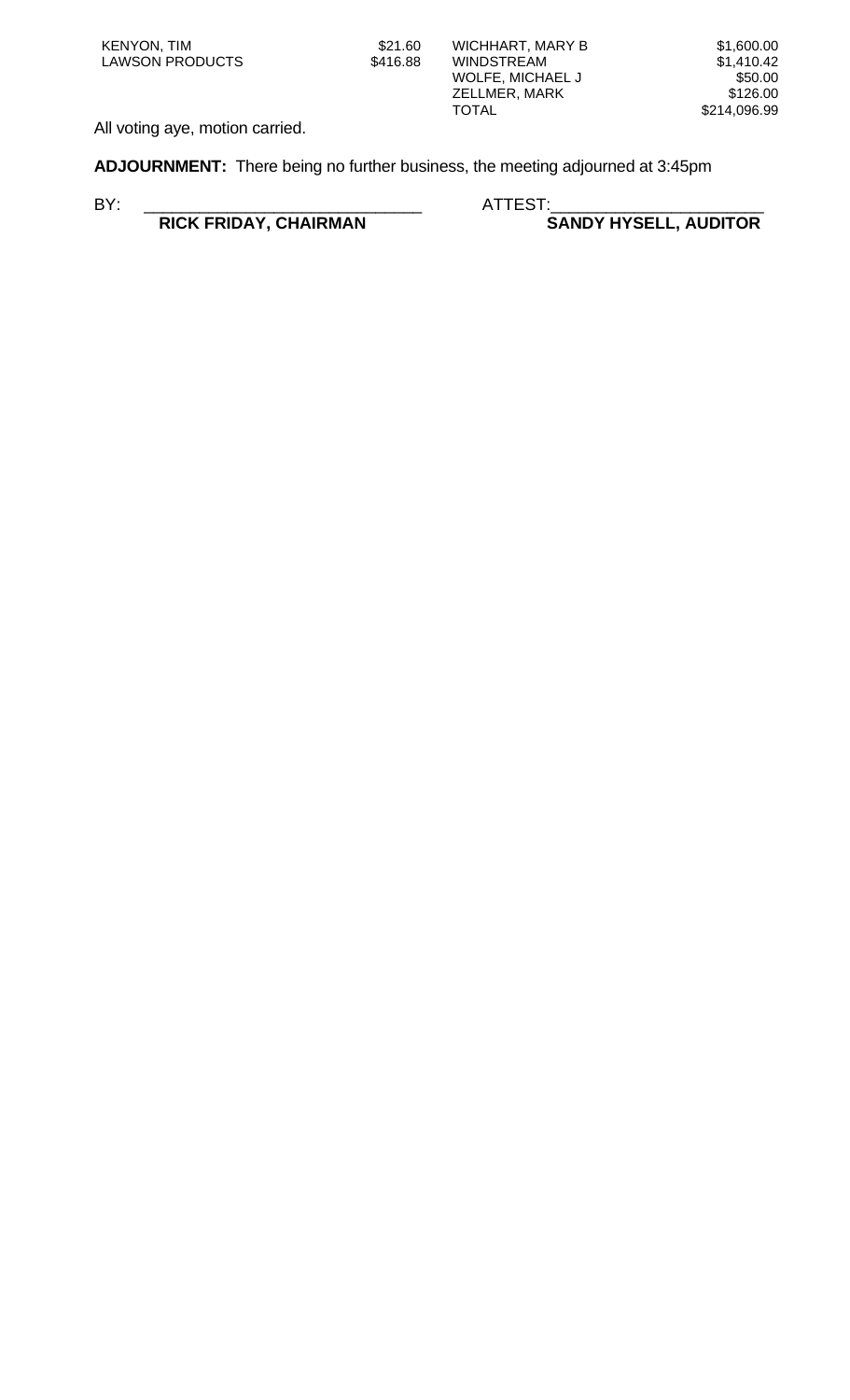| | | | |
|---|---|---|---|
| KENYON, TIM | $21.60 | WICHHART, MARY B | $1,600.00 |
| LAWSON PRODUCTS | $416.88 | WINDSTREAM | $1,410.42 |
| | | WOLFE, MICHAEL J | $50.00 |
| | | ZELLMER, MARK | $126.00 |
| | | TOTAL | $214,096.99 |

All voting aye, motion carried.

**ADJOURNMENT:** There being no further business, the meeting adjourned at 3:45pm

BY: \_\_\_\_\_\_\_\_\_\_\_\_\_\_\_\_\_\_\_\_\_\_\_\_\_\_\_\_\_\_ ATTEST:\_\_\_\_\_\_\_\_\_\_\_\_\_\_\_\_\_\_\_\_\_\_\_\_

**RICK FRIDAY, CHAIRMAN** **SANDY HYSELL, AUDITOR**